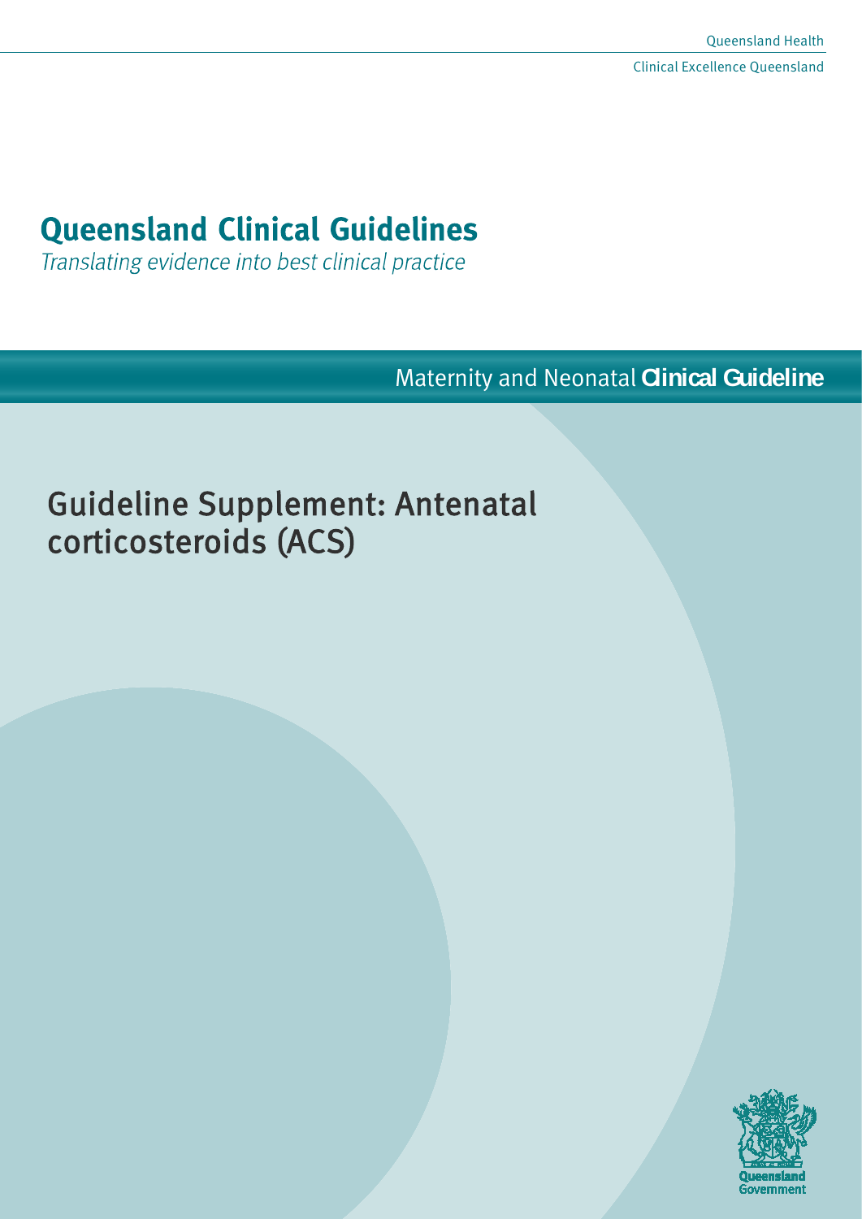Queensland Health

Clinical Excellence Queensland

# Queensland Clinical Guidelines

*Translating evidence into best clinical practice*

Maternity and Neonatal **Clinical Guideline**

# Guideline Supplement: Antenatal corticosteroids (ACS)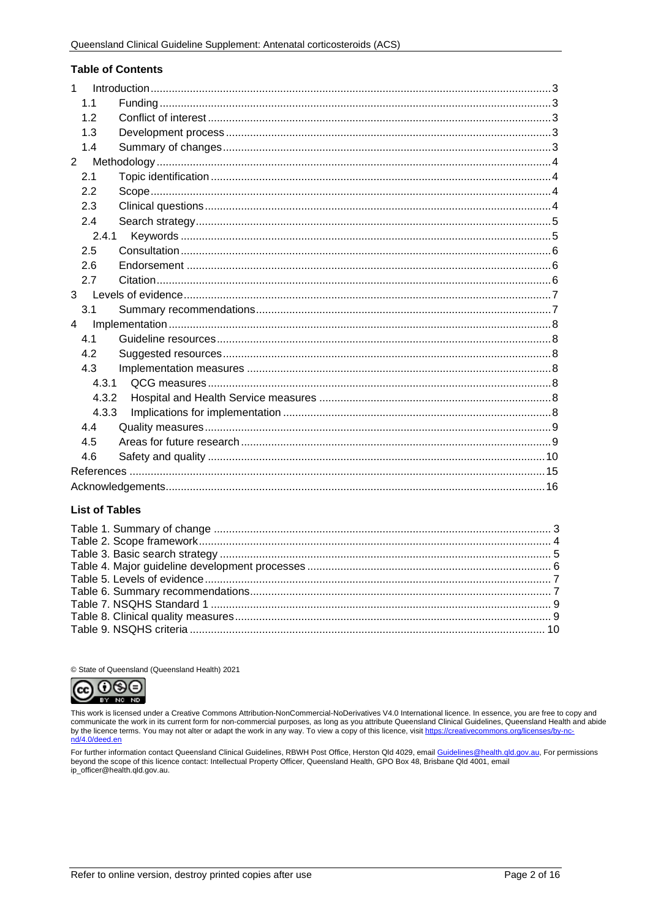## Table of Contents

| | |
|---|---|
| 1 Introduction | 3 |
| 1.1 Funding | 3 |
| 1.2 Conflict of interest | 3 |
| 1.3 Development process | 3 |
| 1.4 Summary of changes | 3 |
| 2 Methodology | 4 |
| 2.1 Topic identification | 4 |
| 2.2 Scope | 4 |
| 2.3 Clinical questions | 4 |
| 2.4 Search strategy | 5 |
| 2.4.1 Keywords | 5 |
| 2.5 Consultation | 6 |
| 2.6 Endorsement | 6 |
| 2.7 Citation | 6 |
| 3 Levels of evidence | 7 |
| 3.1 Summary recommendations | 7 |
| 4 Implementation | 8 |
| 4.1 Guideline resources | 8 |
| 4.2 Suggested resources | 8 |
| 4.3 Implementation measures | 8 |
| 4.3.1 QCG measures | 8 |
| 4.3.2 Hospital and Health Service measures | 8 |
| 4.3.3 Implications for implementation | 8 |
| 4.4 Quality measures | 9 |
| 4.5 Areas for future research | 9 |
| 4.6 Safety and quality | 10 |
| References | 15 |
| Acknowledgements | 16 |

## List of Tables

| | |
|---|---|
| Table 1. Summary of change | 3 |
| Table 2. Scope framework | 4 |
| Table 3. Basic search strategy | 5 |
| Table 4. Major guideline development processes | 6 |
| Table 5. Levels of evidence | 7 |
| Table 6. Summary recommendations | 7 |
| Table 7. NSQHS Standard 1 | 9 |
| Table 8. Clinical quality measures | 9 |
| Table 9. NSQHS criteria | 10 |

© State of Queensland (Queensland Health) 2021

This work is licensed under a Creative Commons Attribution-NonCommercial-NoDerivatives V4.0 International licence. In essence, you are free to copy and communicate the work in its current form for non-commercial purposes, as long as you attribute Queensland Clinical Guidelines, Queensland Health and abide by the licence terms. You may not alter or adapt the work in any way. To view a copy of this licence, visit https://creativecommons.org/licenses/by-nc-nd/4.0/deed.en

For further information contact Queensland Clinical Guidelines, RBWH Post Office, Herston Qld 4029, email Guidelines@health.qld.gov.au, For permissions beyond the scope of this licence contact: Intellectual Property Officer, Queensland Health, GPO Box 48, Brisbane Qld 4001, email ip_officer@health.qld.gov.au.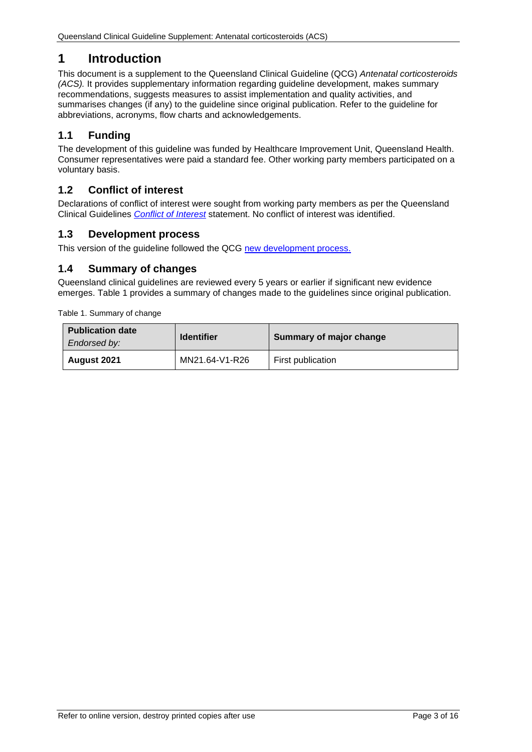# 1 Introduction

This document is a supplement to the Queensland Clinical Guideline (QCG) *Antenatal corticosteroids (ACS).* It provides supplementary information regarding guideline development, makes summary recommendations, suggests measures to assist implementation and quality activities, and summarises changes (if any) to the guideline since original publication. Refer to the guideline for abbreviations, acronyms, flow charts and acknowledgements.

## 1.1 Funding

The development of this guideline was funded by Healthcare Improvement Unit, Queensland Health. Consumer representatives were paid a standard fee. Other working party members participated on a voluntary basis.

## 1.2 Conflict of interest

Declarations of conflict of interest were sought from working party members as per the Queensland Clinical Guidelines *Conflict of Interest* statement. No conflict of interest was identified.

## 1.3 Development process

This version of the guideline followed the QCG new development process.

## 1.4 Summary of changes

Queensland clinical guidelines are reviewed every 5 years or earlier if significant new evidence emerges. Table 1 provides a summary of changes made to the guidelines since original publication.

Table 1. Summary of change

| **Publication date** *Endorsed by:* | **Identifier** | **Summary of major change** |
|---|---|---|
| **August 2021** | MN21.64-V1-R26 | First publication |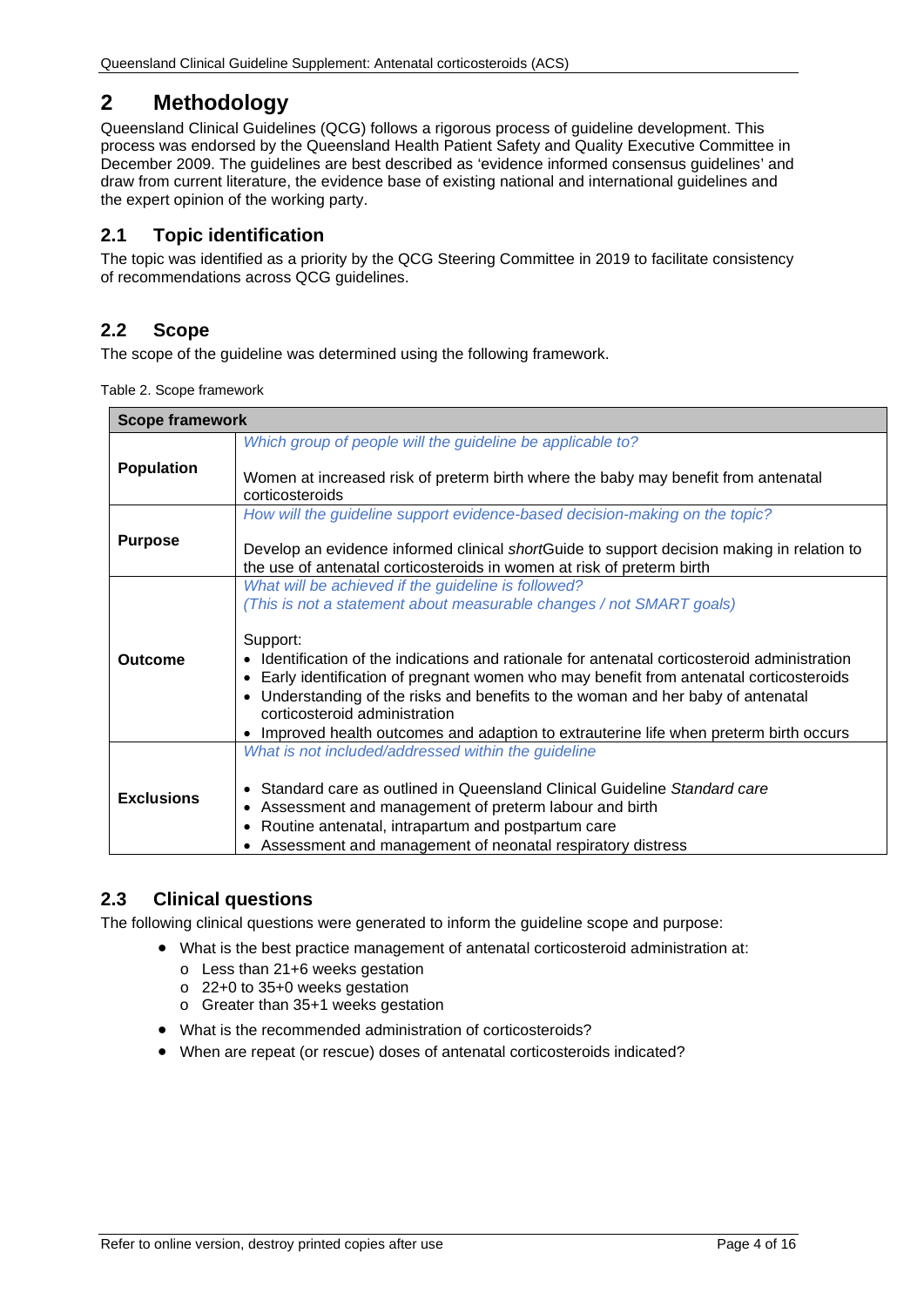# 2 Methodology

Queensland Clinical Guidelines (QCG) follows a rigorous process of guideline development. This process was endorsed by the Queensland Health Patient Safety and Quality Executive Committee in December 2009. The guidelines are best described as 'evidence informed consensus guidelines' and draw from current literature, the evidence base of existing national and international guidelines and the expert opinion of the working party.

## 2.1 Topic identification

The topic was identified as a priority by the QCG Steering Committee in 2019 to facilitate consistency of recommendations across QCG guidelines.

## 2.2 Scope

The scope of the guideline was determined using the following framework.

Table 2. Scope framework

| Scope framework | |
|---|---|
| **Population** | *Which group of people will the guideline be applicable to?*<br><br>Women at increased risk of preterm birth where the baby may benefit from antenatal corticosteroids |
| **Purpose** | *How will the guideline support evidence-based decision-making on the topic?*<br><br>Develop an evidence informed clinical *short*Guide to support decision making in relation to the use of antenatal corticosteroids in women at risk of preterm birth |
| **Outcome** | *What will be achieved if the guideline is followed?*<br>*(This is not a statement about measurable changes / not SMART goals)*<br><br>Support:<br>• Identification of the indications and rationale for antenatal corticosteroid administration<br>• Early identification of pregnant women who may benefit from antenatal corticosteroids<br>• Understanding of the risks and benefits to the woman and her baby of antenatal corticosteroid administration<br>• Improved health outcomes and adaption to extrauterine life when preterm birth occurs |
| **Exclusions** | *What is not included/addressed within the guideline*<br><br>• Standard care as outlined in Queensland Clinical Guideline *Standard care*<br>• Assessment and management of preterm labour and birth<br>• Routine antenatal, intrapartum and postpartum care<br>• Assessment and management of neonatal respiratory distress |

## 2.3 Clinical questions

The following clinical questions were generated to inform the guideline scope and purpose:

- What is the best practice management of antenatal corticosteroid administration at:
  - Less than 21+6 weeks gestation
  - 22+0 to 35+0 weeks gestation
  - Greater than 35+1 weeks gestation
- What is the recommended administration of corticosteroids?
- When are repeat (or rescue) doses of antenatal corticosteroids indicated?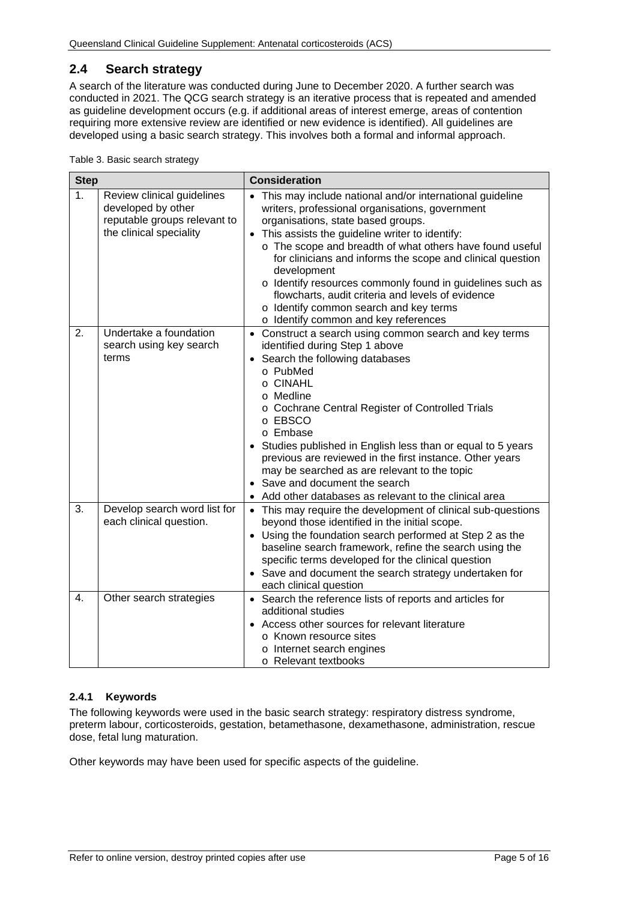## 2.4 Search strategy

A search of the literature was conducted during June to December 2020. A further search was conducted in 2021. The QCG search strategy is an iterative process that is repeated and amended as guideline development occurs (e.g. if additional areas of interest emerge, areas of contention requiring more extensive review are identified or new evidence is identified). All guidelines are developed using a basic search strategy. This involves both a formal and informal approach.

Table 3. Basic search strategy

| Step | | Consideration |
|---|---|---|
| 1. | Review clinical guidelines developed by other reputable groups relevant to the clinical speciality | • This may include national and/or international guideline writers, professional organisations, government organisations, state based groups.<br>• This assists the guideline writer to identify:<br>o The scope and breadth of what others have found useful for clinicians and informs the scope and clinical question development<br>o Identify resources commonly found in guidelines such as flowcharts, audit criteria and levels of evidence<br>o Identify common search and key terms<br>o Identify common and key references |
| 2. | Undertake a foundation search using key search terms | • Construct a search using common search and key terms identified during Step 1 above<br>• Search the following databases<br>o PubMed<br>o CINAHL<br>o Medline<br>o Cochrane Central Register of Controlled Trials<br>o EBSCO<br>o Embase<br>• Studies published in English less than or equal to 5 years previous are reviewed in the first instance. Other years may be searched as are relevant to the topic<br>• Save and document the search<br>• Add other databases as relevant to the clinical area |
| 3. | Develop search word list for each clinical question. | • This may require the development of clinical sub-questions beyond those identified in the initial scope.<br>• Using the foundation search performed at Step 2 as the baseline search framework, refine the search using the specific terms developed for the clinical question<br>• Save and document the search strategy undertaken for each clinical question |
| 4. | Other search strategies | • Search the reference lists of reports and articles for additional studies<br>• Access other sources for relevant literature<br>o Known resource sites<br>o Internet search engines<br>o Relevant textbooks |

### 2.4.1 Keywords

The following keywords were used in the basic search strategy: respiratory distress syndrome, preterm labour, corticosteroids, gestation, betamethasone, dexamethasone, administration, rescue dose, fetal lung maturation.

Other keywords may have been used for specific aspects of the guideline.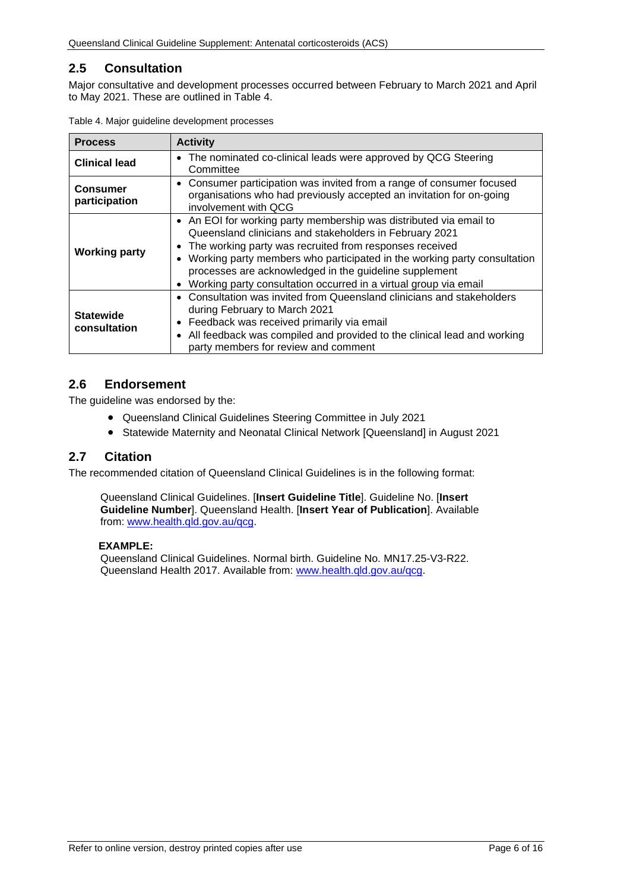## 2.5 Consultation

Major consultative and development processes occurred between February to March 2021 and April to May 2021. These are outlined in Table 4.

Table 4. Major guideline development processes

| Process | Activity |
|---|---|
| **Clinical lead** | • The nominated co-clinical leads were approved by QCG Steering Committee |
| **Consumer participation** | • Consumer participation was invited from a range of consumer focused organisations who had previously accepted an invitation for on-going involvement with QCG |
| **Working party** | • An EOI for working party membership was distributed via email to Queensland clinicians and stakeholders in February 2021<br>• The working party was recruited from responses received<br>• Working party members who participated in the working party consultation processes are acknowledged in the guideline supplement<br>• Working party consultation occurred in a virtual group via email |
| **Statewide consultation** | • Consultation was invited from Queensland clinicians and stakeholders during February to March 2021<br>• Feedback was received primarily via email<br>• All feedback was compiled and provided to the clinical lead and working party members for review and comment |

## 2.6 Endorsement

The guideline was endorsed by the:

- Queensland Clinical Guidelines Steering Committee in July 2021
- Statewide Maternity and Neonatal Clinical Network [Queensland] in August 2021

## 2.7 Citation

The recommended citation of Queensland Clinical Guidelines is in the following format:

> Queensland Clinical Guidelines. [**Insert Guideline Title**]. Guideline No. [**Insert Guideline Number**]. Queensland Health. [**Insert Year of Publication**]. Available from: www.health.qld.gov.au/qcg.
>
> **EXAMPLE:**
> Queensland Clinical Guidelines. Normal birth. Guideline No. MN17.25-V3-R22. Queensland Health 2017. Available from: www.health.qld.gov.au/qcg.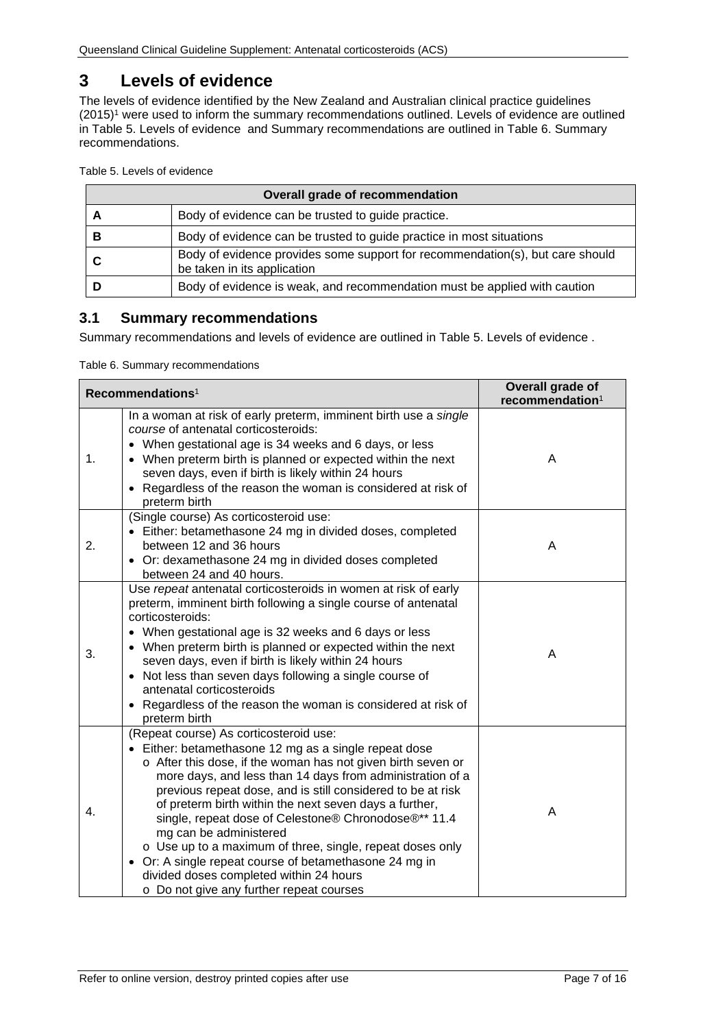# 3 Levels of evidence

The levels of evidence identified by the New Zealand and Australian clinical practice guidelines (2015)[1] were used to inform the summary recommendations outlined. Levels of evidence are outlined in Table 5. Levels of evidence and Summary recommendations are outlined in Table 6. Summary recommendations.

Table 5. Levels of evidence

| Overall grade of recommendation | |
|---|---|
| **A** | Body of evidence can be trusted to guide practice. |
| **B** | Body of evidence can be trusted to guide practice in most situations |
| **C** | Body of evidence provides some support for recommendation(s), but care should be taken in its application |
| **D** | Body of evidence is weak, and recommendation must be applied with caution |

## 3.1 Summary recommendations

Summary recommendations and levels of evidence are outlined in Table 5. Levels of evidence .

Table 6. Summary recommendations

| Recommendations[1] | | Overall grade of recommendation[1] |
|---|---|---|
| 1. | In a woman at risk of early preterm, imminent birth use a *single course* of antenatal corticosteroids:<br>• When gestational age is 34 weeks and 6 days, or less<br>• When preterm birth is planned or expected within the next seven days, even if birth is likely within 24 hours<br>• Regardless of the reason the woman is considered at risk of preterm birth | A |
| 2. | (Single course) As corticosteroid use:<br>• Either: betamethasone 24 mg in divided doses, completed between 12 and 36 hours<br>• Or: dexamethasone 24 mg in divided doses completed between 24 and 40 hours. | A |
| 3. | Use *repeat* antenatal corticosteroids in women at risk of early preterm, imminent birth following a single course of antenatal corticosteroids:<br>• When gestational age is 32 weeks and 6 days or less<br>• When preterm birth is planned or expected within the next seven days, even if birth is likely within 24 hours<br>• Not less than seven days following a single course of antenatal corticosteroids<br>• Regardless of the reason the woman is considered at risk of preterm birth | A |
| 4. | (Repeat course) As corticosteroid use:<br>• Either: betamethasone 12 mg as a single repeat dose<br>  o After this dose, if the woman has not given birth seven or more days, and less than 14 days from administration of a previous repeat dose, and is still considered to be at risk of preterm birth within the next seven days a further, single, repeat dose of Celestone® Chronodose®** 11.4 mg can be administered<br>  o Use up to a maximum of three, single, repeat doses only<br>• Or: A single repeat course of betamethasone 24 mg in divided doses completed within 24 hours<br>  o Do not give any further repeat courses | A |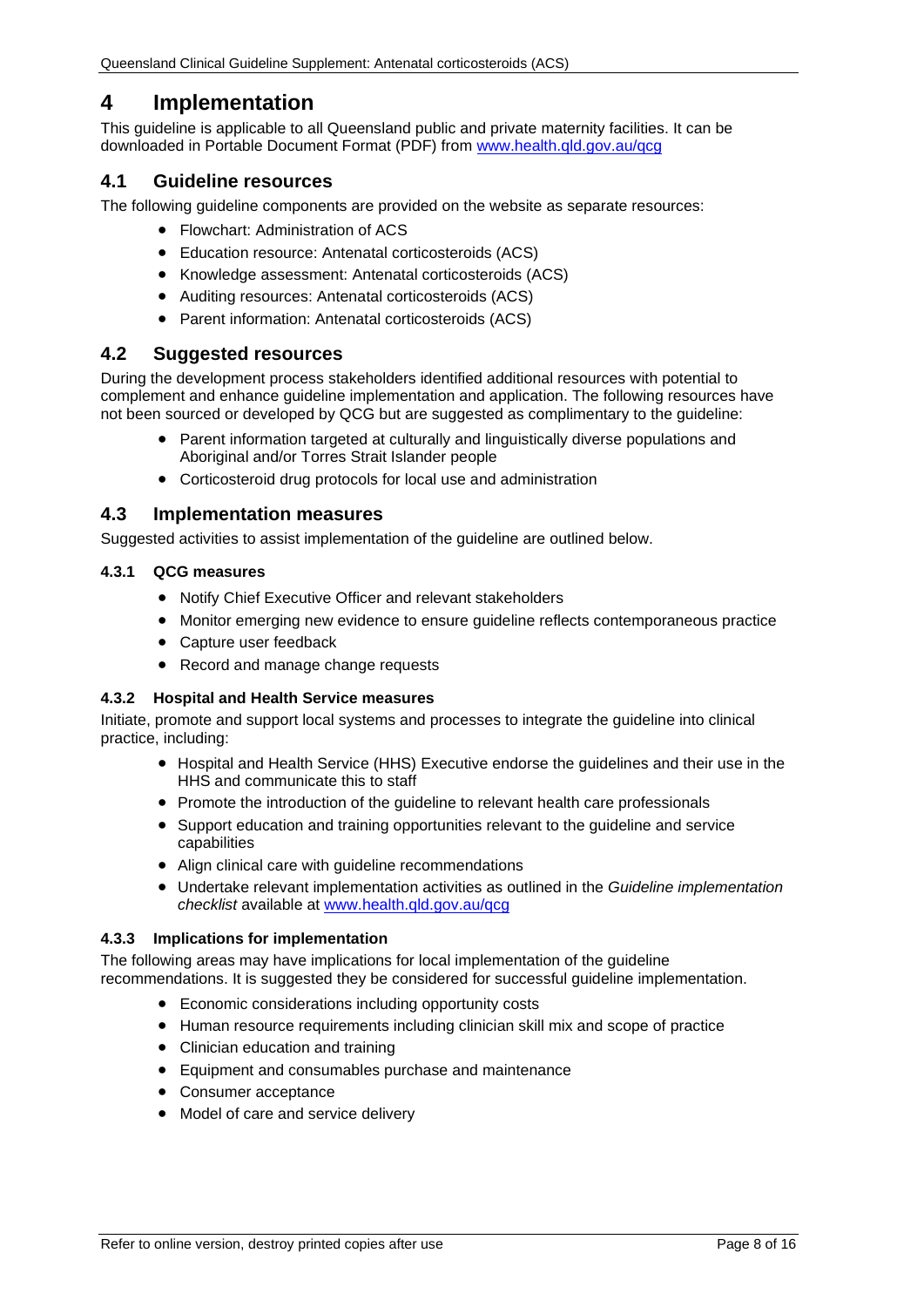# 4 Implementation

This guideline is applicable to all Queensland public and private maternity facilities. It can be downloaded in Portable Document Format (PDF) from [www.health.qld.gov.au/qcg](http://www.health.qld.gov.au/qcg)

## 4.1 Guideline resources

The following guideline components are provided on the website as separate resources:

- Flowchart: Administration of ACS
- Education resource: Antenatal corticosteroids (ACS)
- Knowledge assessment: Antenatal corticosteroids (ACS)
- Auditing resources: Antenatal corticosteroids (ACS)
- Parent information: Antenatal corticosteroids (ACS)

## 4.2 Suggested resources

During the development process stakeholders identified additional resources with potential to complement and enhance guideline implementation and application. The following resources have not been sourced or developed by QCG but are suggested as complimentary to the guideline:

- Parent information targeted at culturally and linguistically diverse populations and Aboriginal and/or Torres Strait Islander people
- Corticosteroid drug protocols for local use and administration

## 4.3 Implementation measures

Suggested activities to assist implementation of the guideline are outlined below.

### 4.3.1 QCG measures

- Notify Chief Executive Officer and relevant stakeholders
- Monitor emerging new evidence to ensure guideline reflects contemporaneous practice
- Capture user feedback
- Record and manage change requests

### 4.3.2 Hospital and Health Service measures

Initiate, promote and support local systems and processes to integrate the guideline into clinical practice, including:

- Hospital and Health Service (HHS) Executive endorse the guidelines and their use in the HHS and communicate this to staff
- Promote the introduction of the guideline to relevant health care professionals
- Support education and training opportunities relevant to the guideline and service capabilities
- Align clinical care with guideline recommendations
- Undertake relevant implementation activities as outlined in the *Guideline implementation checklist* available at [www.health.qld.gov.au/qcg](http://www.health.qld.gov.au/qcg)

### 4.3.3 Implications for implementation

The following areas may have implications for local implementation of the guideline recommendations. It is suggested they be considered for successful guideline implementation.

- Economic considerations including opportunity costs
- Human resource requirements including clinician skill mix and scope of practice
- Clinician education and training
- Equipment and consumables purchase and maintenance
- Consumer acceptance
- Model of care and service delivery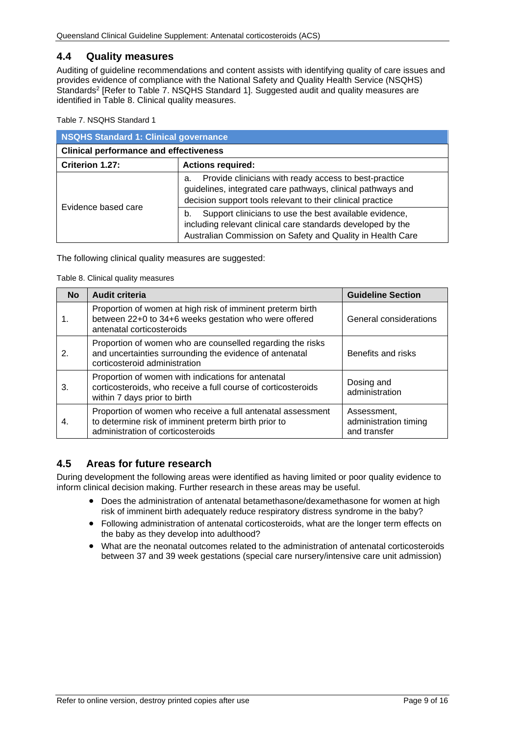## 4.4 Quality measures

Auditing of guideline recommendations and content assists with identifying quality of care issues and provides evidence of compliance with the National Safety and Quality Health Service (NSQHS) Standards[2] [Refer to Table 7. NSQHS Standard 1]. Suggested audit and quality measures are identified in Table 8. Clinical quality measures.

Table 7. NSQHS Standard 1

| **NSQHS Standard 1: Clinical governance** | |
|---|---|
| **Clinical performance and effectiveness** | |
| **Criterion 1.27:** | **Actions required:** |
| Evidence based care | a. Provide clinicians with ready access to best-practice guidelines, integrated care pathways, clinical pathways and decision support tools relevant to their clinical practice |
| | b. Support clinicians to use the best available evidence, including relevant clinical care standards developed by the Australian Commission on Safety and Quality in Health Care |

The following clinical quality measures are suggested:

Table 8. Clinical quality measures

| No | Audit criteria | Guideline Section |
|---|---|---|
| 1. | Proportion of women at high risk of imminent preterm birth between 22+0 to 34+6 weeks gestation who were offered antenatal corticosteroids | General considerations |
| 2. | Proportion of women who are counselled regarding the risks and uncertainties surrounding the evidence of antenatal corticosteroid administration | Benefits and risks |
| 3. | Proportion of women with indications for antenatal corticosteroids, who receive a full course of corticosteroids within 7 days prior to birth | Dosing and administration |
| 4. | Proportion of women who receive a full antenatal assessment to determine risk of imminent preterm birth prior to administration of corticosteroids | Assessment, administration timing and transfer |

## 4.5 Areas for future research

During development the following areas were identified as having limited or poor quality evidence to inform clinical decision making. Further research in these areas may be useful.

- Does the administration of antenatal betamethasone/dexamethasone for women at high risk of imminent birth adequately reduce respiratory distress syndrome in the baby?
- Following administration of antenatal corticosteroids, what are the longer term effects on the baby as they develop into adulthood?
- What are the neonatal outcomes related to the administration of antenatal corticosteroids between 37 and 39 week gestations (special care nursery/intensive care unit admission)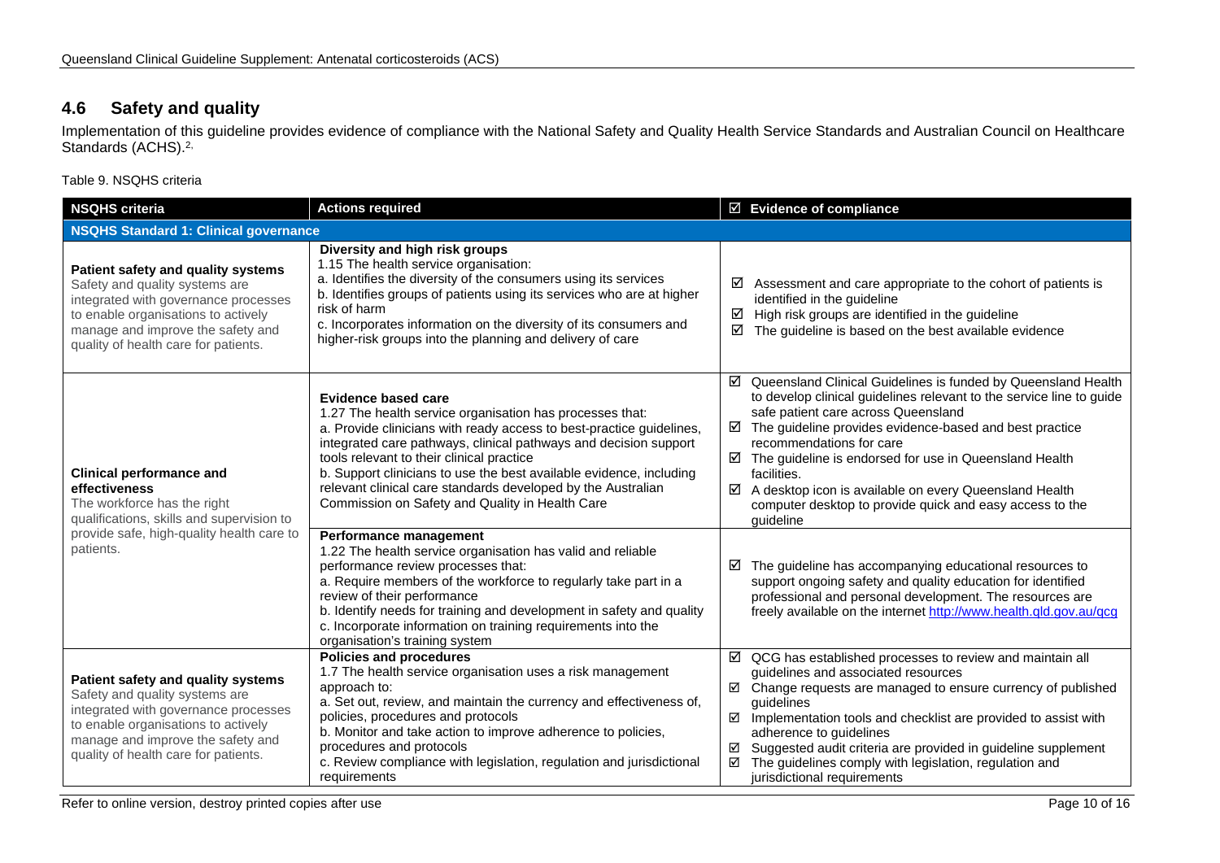## 4.6 Safety and quality

Implementation of this guideline provides evidence of compliance with the National Safety and Quality Health Service Standards and Australian Council on Healthcare Standards (ACHS).[2,]

Table 9. NSQHS criteria

| NSQHS criteria | Actions required | ☑ Evidence of compliance |
|---|---|---|
| **NSQHS Standard 1: Clinical governance** | | |
| **Patient safety and quality systems** Safety and quality systems are integrated with governance processes to enable organisations to actively manage and improve the safety and quality of health care for patients. | **Diversity and high risk groups** 1.15 The health service organisation: a. Identifies the diversity of the consumers using its services b. Identifies groups of patients using its services who are at higher risk of harm c. Incorporates information on the diversity of its consumers and higher-risk groups into the planning and delivery of care | ☑ Assessment and care appropriate to the cohort of patients is identified in the guideline ☑ High risk groups are identified in the guideline ☑ The guideline is based on the best available evidence |
| **Clinical performance and effectiveness** The workforce has the right qualifications, skills and supervision to provide safe, high-quality health care to patients. | **Evidence based care** 1.27 The health service organisation has processes that: a. Provide clinicians with ready access to best-practice guidelines, integrated care pathways, clinical pathways and decision support tools relevant to their clinical practice b. Support clinicians to use the best available evidence, including relevant clinical care standards developed by the Australian Commission on Safety and Quality in Health Care | ☑ Queensland Clinical Guidelines is funded by Queensland Health to develop clinical guidelines relevant to the service line to guide safe patient care across Queensland ☑ The guideline provides evidence-based and best practice recommendations for care ☑ The guideline is endorsed for use in Queensland Health facilities. ☑ A desktop icon is available on every Queensland Health computer desktop to provide quick and easy access to the guideline |
| | **Performance management** 1.22 The health service organisation has valid and reliable performance review processes that: a. Require members of the workforce to regularly take part in a review of their performance b. Identify needs for training and development in safety and quality c. Incorporate information on training requirements into the organisation's training system | ☑ The guideline has accompanying educational resources to support ongoing safety and quality education for identified professional and personal development. The resources are freely available on the internet http://www.health.qld.gov.au/qcg |
| **Patient safety and quality systems** Safety and quality systems are integrated with governance processes to enable organisations to actively manage and improve the safety and quality of health care for patients. | **Policies and procedures** 1.7 The health service organisation uses a risk management approach to: a. Set out, review, and maintain the currency and effectiveness of, policies, procedures and protocols b. Monitor and take action to improve adherence to policies, procedures and protocols c. Review compliance with legislation, regulation and jurisdictional requirements | ☑ QCG has established processes to review and maintain all guidelines and associated resources ☑ Change requests are managed to ensure currency of published guidelines ☑ Implementation tools and checklist are provided to assist with adherence to guidelines ☑ Suggested audit criteria are provided in guideline supplement ☑ The guidelines comply with legislation, regulation and jurisdictional requirements |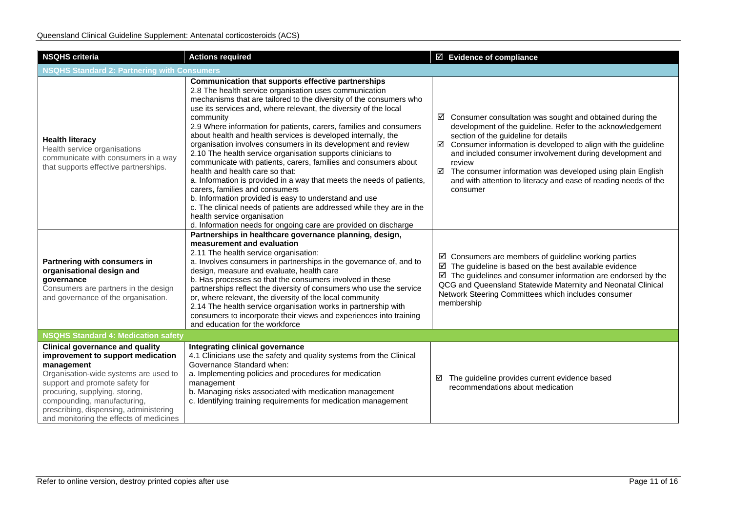| NSQHS criteria | Actions required | ☑ Evidence of compliance |
|---|---|---|
| **NSQHS Standard 2: Partnering with Consumers** | | |
| **Health literacy**<br>Health service organisations communicate with consumers in a way that supports effective partnerships. | **Communication that supports effective partnerships**<br>2.8 The health service organisation uses communication mechanisms that are tailored to the diversity of the consumers who use its services and, where relevant, the diversity of the local community<br>2.9 Where information for patients, carers, families and consumers about health and health services is developed internally, the organisation involves consumers in its development and review<br>2.10 The health service organisation supports clinicians to communicate with patients, carers, families and consumers about health and health care so that:<br>a. Information is provided in a way that meets the needs of patients, carers, families and consumers<br>b. Information provided is easy to understand and use<br>c. The clinical needs of patients are addressed while they are in the health service organisation<br>d. Information needs for ongoing care are provided on discharge | ☑ Consumer consultation was sought and obtained during the development of the guideline. Refer to the acknowledgement section of the guideline for details<br>☑ Consumer information is developed to align with the guideline and included consumer involvement during development and review<br>☑ The consumer information was developed using plain English and with attention to literacy and ease of reading needs of the consumer |
| **Partnering with consumers in organisational design and governance**<br>Consumers are partners in the design and governance of the organisation. | **Partnerships in healthcare governance planning, design, measurement and evaluation**<br>2.11 The health service organisation:<br>a. Involves consumers in partnerships in the governance of, and to design, measure and evaluate, health care<br>b. Has processes so that the consumers involved in these partnerships reflect the diversity of consumers who use the service or, where relevant, the diversity of the local community<br>2.14 The health service organisation works in partnership with consumers to incorporate their views and experiences into training and education for the workforce | ☑ Consumers are members of guideline working parties<br>☑ The guideline is based on the best available evidence<br>☑ The guidelines and consumer information are endorsed by the QCG and Queensland Statewide Maternity and Neonatal Clinical Network Steering Committees which includes consumer membership |
| **NSQHS Standard 4: Medication safety** | | |
| **Clinical governance and quality improvement to support medication management**<br>Organisation-wide systems are used to support and promote safety for procuring, supplying, storing, compounding, manufacturing, prescribing, dispensing, administering and monitoring the effects of medicines | **Integrating clinical governance**<br>4.1 Clinicians use the safety and quality systems from the Clinical Governance Standard when:<br>a. Implementing policies and procedures for medication management<br>b. Managing risks associated with medication management<br>c. Identifying training requirements for medication management | ☑ The guideline provides current evidence based recommendations about medication |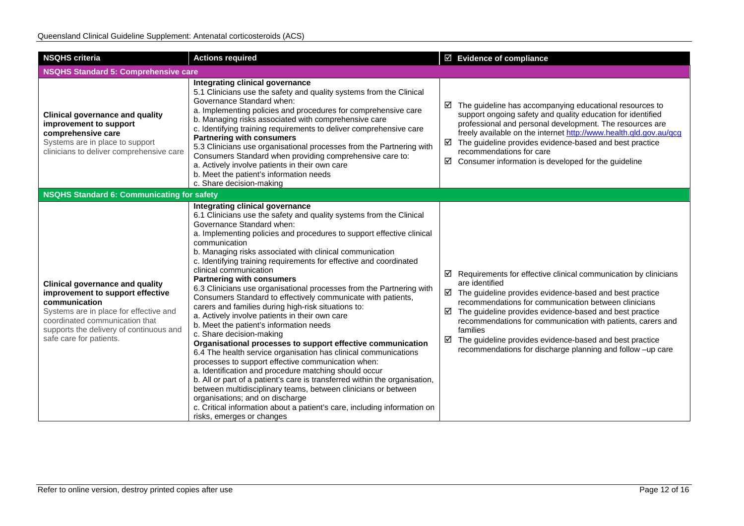| NSQHS criteria | Actions required | ☑ Evidence of compliance |
|---|---|---|
| **NSQHS Standard 5: Comprehensive care** | | |
| **Clinical governance and quality improvement to support comprehensive care**<br>Systems are in place to support clinicians to deliver comprehensive care | **Integrating clinical governance**<br>5.1 Clinicians use the safety and quality systems from the Clinical Governance Standard when:<br>a. Implementing policies and procedures for comprehensive care<br>b. Managing risks associated with comprehensive care<br>c. Identifying training requirements to deliver comprehensive care<br>**Partnering with consumers**<br>5.3 Clinicians use organisational processes from the Partnering with Consumers Standard when providing comprehensive care to:<br>a. Actively involve patients in their own care<br>b. Meet the patient's information needs<br>c. Share decision-making | ☑ The guideline has accompanying educational resources to support ongoing safety and quality education for identified professional and personal development. The resources are freely available on the internet http://www.health.qld.gov.au/qcg<br>☑ The guideline provides evidence-based and best practice recommendations for care<br>☑ Consumer information is developed for the guideline |
| **NSQHS Standard 6: Communicating for safety** | | |
| **Clinical governance and quality improvement to support effective communication**<br>Systems are in place for effective and coordinated communication that supports the delivery of continuous and safe care for patients. | **Integrating clinical governance**<br>6.1 Clinicians use the safety and quality systems from the Clinical Governance Standard when:<br>a. Implementing policies and procedures to support effective clinical communication<br>b. Managing risks associated with clinical communication<br>c. Identifying training requirements for effective and coordinated clinical communication<br>**Partnering with consumers**<br>6.3 Clinicians use organisational processes from the Partnering with Consumers Standard to effectively communicate with patients, carers and families during high-risk situations to:<br>a. Actively involve patients in their own care<br>b. Meet the patient's information needs<br>c. Share decision-making<br>**Organisational processes to support effective communication**<br>6.4 The health service organisation has clinical communications processes to support effective communication when:<br>a. Identification and procedure matching should occur<br>b. All or part of a patient's care is transferred within the organisation, between multidisciplinary teams, between clinicians or between organisations; and on discharge<br>c. Critical information about a patient's care, including information on risks, emerges or changes | ☑ Requirements for effective clinical communication by clinicians are identified<br>☑ The guideline provides evidence-based and best practice recommendations for communication between clinicians<br>☑ The guideline provides evidence-based and best practice recommendations for communication with patients, carers and families<br>☑ The guideline provides evidence-based and best practice recommendations for discharge planning and follow –up care |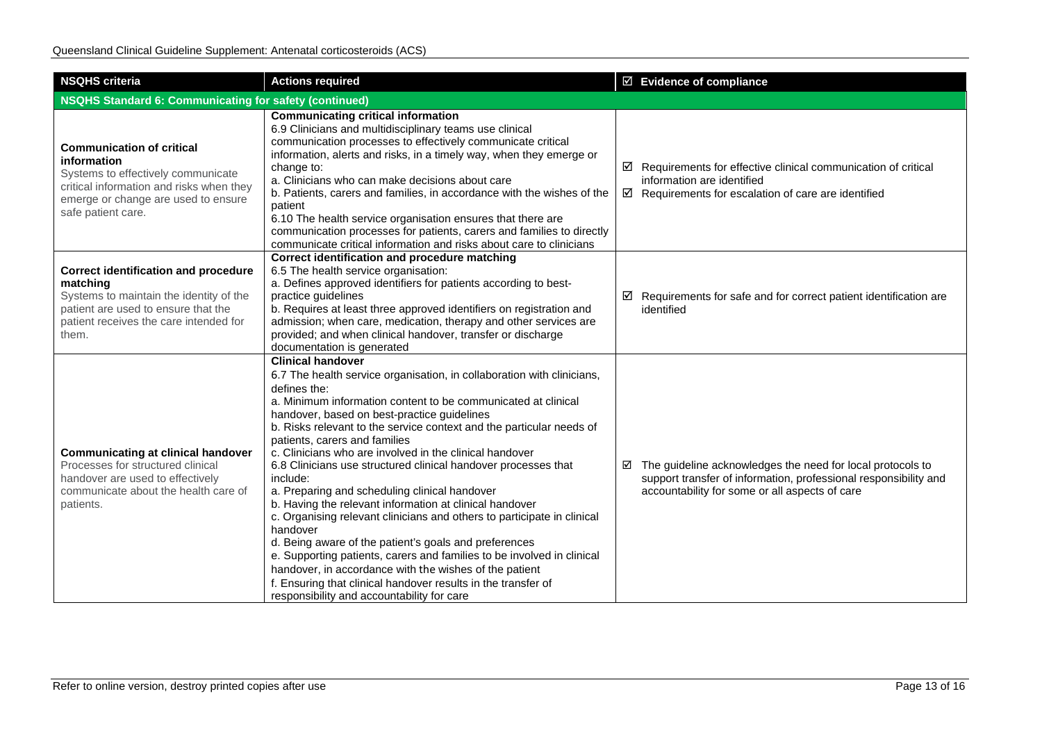| NSQHS criteria | Actions required | ☑ Evidence of compliance |
| --- | --- | --- |
| **NSQHS Standard 6: Communicating for safety (continued)** | | |
| **Communication of critical information**<br>Systems to effectively communicate critical information and risks when they emerge or change are used to ensure safe patient care. | **Communicating critical information**<br>6.9 Clinicians and multidisciplinary teams use clinical communication processes to effectively communicate critical information, alerts and risks, in a timely way, when they emerge or change to:<br>a. Clinicians who can make decisions about care<br>b. Patients, carers and families, in accordance with the wishes of the patient<br>6.10 The health service organisation ensures that there are communication processes for patients, carers and families to directly communicate critical information and risks about care to clinicians | ☑ Requirements for effective clinical communication of critical information are identified<br>☑ Requirements for escalation of care are identified |
| **Correct identification and procedure matching**<br>Systems to maintain the identity of the patient are used to ensure that the patient receives the care intended for them. | **Correct identification and procedure matching**<br>6.5 The health service organisation:<br>a. Defines approved identifiers for patients according to best-practice guidelines<br>b. Requires at least three approved identifiers on registration and admission; when care, medication, therapy and other services are provided; and when clinical handover, transfer or discharge documentation is generated | ☑ Requirements for safe and for correct patient identification are identified |
| **Communicating at clinical handover**<br>Processes for structured clinical handover are used to effectively communicate about the health care of patients. | **Clinical handover**<br>6.7 The health service organisation, in collaboration with clinicians, defines the:<br>a. Minimum information content to be communicated at clinical handover, based on best-practice guidelines<br>b. Risks relevant to the service context and the particular needs of patients, carers and families<br>c. Clinicians who are involved in the clinical handover<br>6.8 Clinicians use structured clinical handover processes that include:<br>a. Preparing and scheduling clinical handover<br>b. Having the relevant information at clinical handover<br>c. Organising relevant clinicians and others to participate in clinical handover<br>d. Being aware of the patient's goals and preferences<br>e. Supporting patients, carers and families to be involved in clinical handover, in accordance with the wishes of the patient<br>f. Ensuring that clinical handover results in the transfer of responsibility and accountability for care | ☑ The guideline acknowledges the need for local protocols to support transfer of information, professional responsibility and accountability for some or all aspects of care |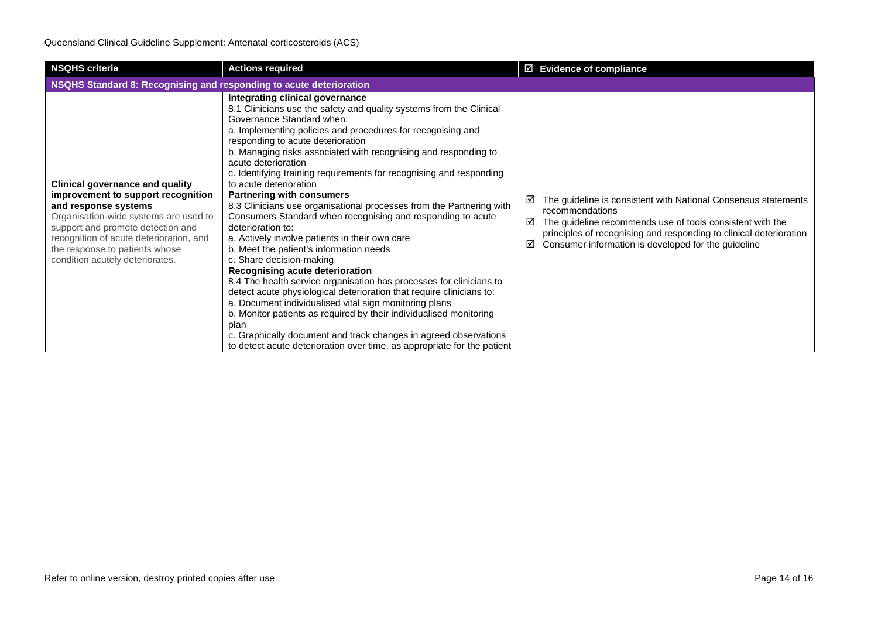| NSQHS criteria | Actions required | ☑ Evidence of compliance |
|---|---|---|
| **NSQHS Standard 8: Recognising and responding to acute deterioration** | | |
| **Clinical governance and quality improvement to support recognition and response systems**<br>Organisation-wide systems are used to support and promote detection and recognition of acute deterioration, and the response to patients whose condition acutely deteriorates. | **Integrating clinical governance**<br>8.1 Clinicians use the safety and quality systems from the Clinical Governance Standard when:<br>a. Implementing policies and procedures for recognising and responding to acute deterioration<br>b. Managing risks associated with recognising and responding to acute deterioration<br>c. Identifying training requirements for recognising and responding to acute deterioration<br>**Partnering with consumers**<br>8.3 Clinicians use organisational processes from the Partnering with Consumers Standard when recognising and responding to acute deterioration to:<br>a. Actively involve patients in their own care<br>b. Meet the patient's information needs<br>c. Share decision-making<br>**Recognising acute deterioration**<br>8.4 The health service organisation has processes for clinicians to detect acute physiological deterioration that require clinicians to:<br>a. Document individualised vital sign monitoring plans<br>b. Monitor patients as required by their individualised monitoring plan<br>c. Graphically document and track changes in agreed observations to detect acute deterioration over time, as appropriate for the patient | ☑ The guideline is consistent with National Consensus statements recommendations<br>☑ The guideline recommends use of tools consistent with the principles of recognising and responding to clinical deterioration<br>☑ Consumer information is developed for the guideline |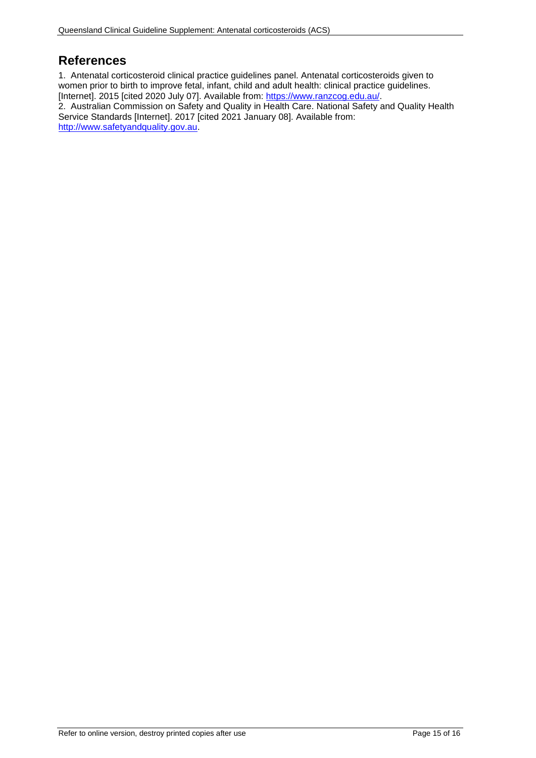# References

1. Antenatal corticosteroid clinical practice guidelines panel. Antenatal corticosteroids given to women prior to birth to improve fetal, infant, child and adult health: clinical practice guidelines. [Internet]. 2015 [cited 2020 July 07]. Available from: https://www.ranzcog.edu.au/.
2. Australian Commission on Safety and Quality in Health Care. National Safety and Quality Health Service Standards [Internet]. 2017 [cited 2021 January 08]. Available from: http://www.safetyandquality.gov.au.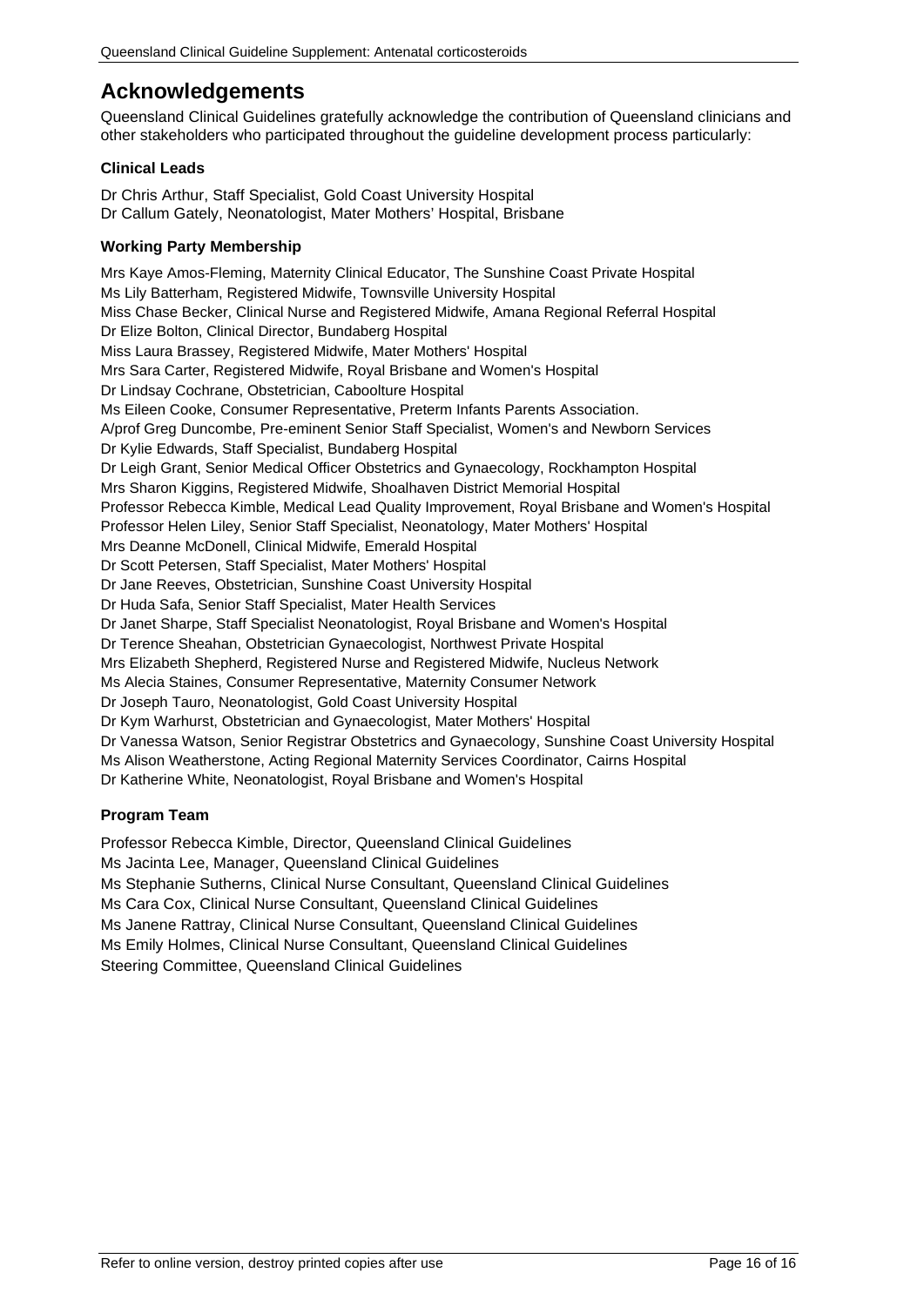# Acknowledgements

Queensland Clinical Guidelines gratefully acknowledge the contribution of Queensland clinicians and other stakeholders who participated throughout the guideline development process particularly:

### Clinical Leads

Dr Chris Arthur, Staff Specialist, Gold Coast University Hospital
Dr Callum Gately, Neonatologist, Mater Mothers' Hospital, Brisbane

### Working Party Membership

Mrs Kaye Amos-Fleming, Maternity Clinical Educator, The Sunshine Coast Private Hospital
Ms Lily Batterham, Registered Midwife, Townsville University Hospital
Miss Chase Becker, Clinical Nurse and Registered Midwife, Amana Regional Referral Hospital
Dr Elize Bolton, Clinical Director, Bundaberg Hospital
Miss Laura Brassey, Registered Midwife, Mater Mothers' Hospital
Mrs Sara Carter, Registered Midwife, Royal Brisbane and Women's Hospital
Dr Lindsay Cochrane, Obstetrician, Caboolture Hospital
Ms Eileen Cooke, Consumer Representative, Preterm Infants Parents Association.
A/prof Greg Duncombe, Pre-eminent Senior Staff Specialist, Women's and Newborn Services
Dr Kylie Edwards, Staff Specialist, Bundaberg Hospital
Dr Leigh Grant, Senior Medical Officer Obstetrics and Gynaecology, Rockhampton Hospital
Mrs Sharon Kiggins, Registered Midwife, Shoalhaven District Memorial Hospital
Professor Rebecca Kimble, Medical Lead Quality Improvement, Royal Brisbane and Women's Hospital
Professor Helen Liley, Senior Staff Specialist, Neonatology, Mater Mothers' Hospital
Mrs Deanne McDonell, Clinical Midwife, Emerald Hospital
Dr Scott Petersen, Staff Specialist, Mater Mothers' Hospital
Dr Jane Reeves, Obstetrician, Sunshine Coast University Hospital
Dr Huda Safa, Senior Staff Specialist, Mater Health Services
Dr Janet Sharpe, Staff Specialist Neonatologist, Royal Brisbane and Women's Hospital
Dr Terence Sheahan, Obstetrician Gynaecologist, Northwest Private Hospital
Mrs Elizabeth Shepherd, Registered Nurse and Registered Midwife, Nucleus Network
Ms Alecia Staines, Consumer Representative, Maternity Consumer Network
Dr Joseph Tauro, Neonatologist, Gold Coast University Hospital
Dr Kym Warhurst, Obstetrician and Gynaecologist, Mater Mothers' Hospital
Dr Vanessa Watson, Senior Registrar Obstetrics and Gynaecology, Sunshine Coast University Hospital
Ms Alison Weatherstone, Acting Regional Maternity Services Coordinator, Cairns Hospital
Dr Katherine White, Neonatologist, Royal Brisbane and Women's Hospital

### Program Team

Professor Rebecca Kimble, Director, Queensland Clinical Guidelines
Ms Jacinta Lee, Manager, Queensland Clinical Guidelines
Ms Stephanie Sutherns, Clinical Nurse Consultant, Queensland Clinical Guidelines
Ms Cara Cox, Clinical Nurse Consultant, Queensland Clinical Guidelines
Ms Janene Rattray, Clinical Nurse Consultant, Queensland Clinical Guidelines
Ms Emily Holmes, Clinical Nurse Consultant, Queensland Clinical Guidelines
Steering Committee, Queensland Clinical Guidelines